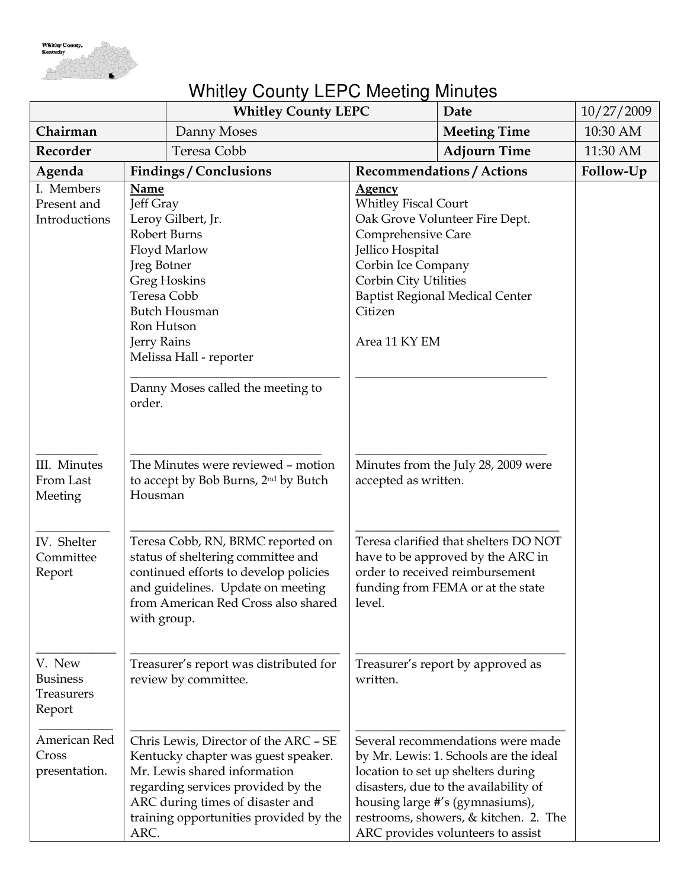# Whitley County LEPC Meeting Minutes

| | Whitley County LEPC | Date | 10/27/2009 |
|---|---|---|---|
| **Chairman** | Danny Moses | **Meeting Time** | 10:30 AM |
| **Recorder** | Teresa Cobb | **Adjourn Time** | 11:30 AM |

| Agenda | Findings / Conclusions | Recommendations / Actions | Follow-Up |
|---|---|---|---|
| I. Members Present and Introductions | **Name**<br>Jeff Gray<br>Leroy Gilbert, Jr.<br>Robert Burns<br>Floyd Marlow<br>Jreg Botner<br>Greg Hoskins<br>Teresa Cobb<br>Butch Housman<br>Ron Hutson<br>Jerry Rains<br>Melissa Hall - reporter | **Agency**<br>Whitley Fiscal Court<br>Oak Grove Volunteer Fire Dept.<br>Comprehensive Care<br>Jellico Hospital<br>Corbin Ice Company<br>Corbin City Utilities<br>Baptist Regional Medical Center<br>Citizen<br><br>Area 11 KY EM | |
| | Danny Moses called the meeting to order. | | |
| III. Minutes From Last Meeting | The Minutes were reviewed – motion to accept by Bob Burns, 2nd by Butch Housman | Minutes from the July 28, 2009 were accepted as written. | |
| IV. Shelter Committee Report | Teresa Cobb, RN, BRMC reported on status of sheltering committee and continued efforts to develop policies and guidelines. Update on meeting from American Red Cross also shared with group. | Teresa clarified that shelters DO NOT have to be approved by the ARC in order to received reimbursement funding from FEMA or at the state level. | |
| V. New Business Treasurers Report | Treasurer's report was distributed for review by committee. | Treasurer's report by approved as written. | |
| American Red Cross presentation. | Chris Lewis, Director of the ARC – SE Kentucky chapter was guest speaker. Mr. Lewis shared information regarding services provided by the ARC during times of disaster and training opportunities provided by the ARC. | Several recommendations were made by Mr. Lewis: 1. Schools are the ideal location to set up shelters during disasters, due to the availability of housing large #'s (gymnasiums), restrooms, showers, & kitchen. 2. The ARC provides volunteers to assist | |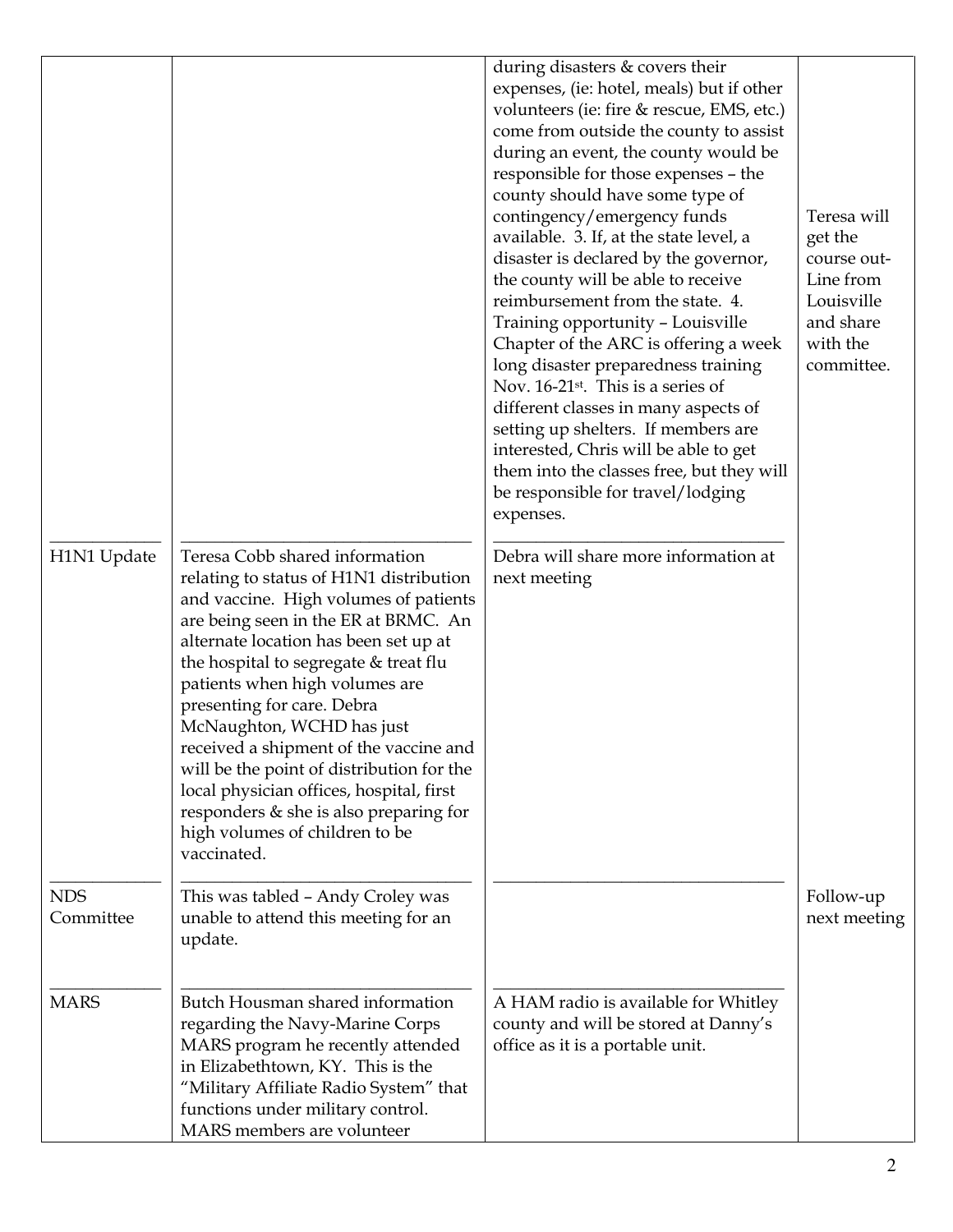| | | | |
|---|---|---|---|
| | | during disasters & covers their expenses, (ie: hotel, meals) but if other volunteers (ie: fire & rescue, EMS, etc.) come from outside the county to assist during an event, the county would be responsible for those expenses – the county should have some type of contingency/emergency funds available. 3. If, at the state level, a disaster is declared by the governor, the county will be able to receive reimbursement from the state. 4. Training opportunity – Louisville Chapter of the ARC is offering a week long disaster preparedness training Nov. 16-21st. This is a series of different classes in many aspects of setting up shelters. If members are interested, Chris will be able to get them into the classes free, but they will be responsible for travel/lodging expenses. | Teresa will get the course out-Line from Louisville and share with the committee. |
| H1N1 Update | Teresa Cobb shared information relating to status of H1N1 distribution and vaccine. High volumes of patients are being seen in the ER at BRMC. An alternate location has been set up at the hospital to segregate & treat flu patients when high volumes are presenting for care. Debra McNaughton, WCHD has just received a shipment of the vaccine and will be the point of distribution for the local physician offices, hospital, first responders & she is also preparing for high volumes of children to be vaccinated. | Debra will share more information at next meeting | |
| NDS Committee | This was tabled – Andy Croley was unable to attend this meeting for an update. | | Follow-up next meeting |
| MARS | Butch Housman shared information regarding the Navy-Marine Corps MARS program he recently attended in Elizabethtown, KY. This is the "Military Affiliate Radio System" that functions under military control. MARS members are volunteer | A HAM radio is available for Whitley county and will be stored at Danny's office as it is a portable unit. | |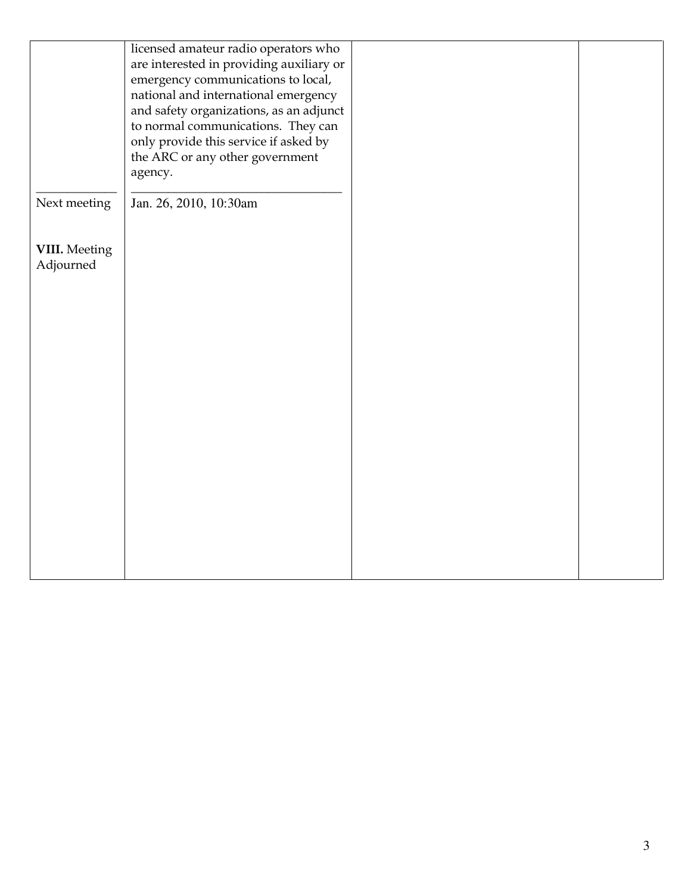| | | | |
|---|---|---|---|
| | licensed amateur radio operators who are interested in providing auxiliary or emergency communications to local, national and international emergency and safety organizations, as an adjunct to normal communications. They can only provide this service if asked by the ARC or any other government agency. | | |
| Next meeting | Jan. 26, 2010, 10:30am | | |
| **VIII.** Meeting Adjourned | | | |